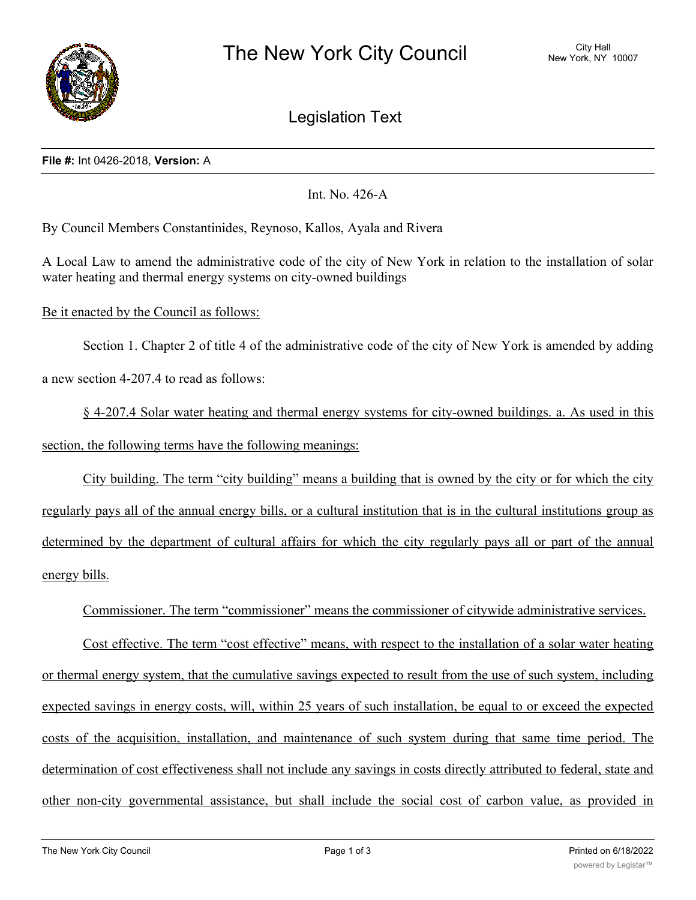# The New York City Council

City Hall
New York, NY 10007

## Legislation Text

**File #:** Int 0426-2018, **Version:** A

Int. No. 426-A

By Council Members Constantinides, Reynoso, Kallos, Ayala and Rivera

A Local Law to amend the administrative code of the city of New York in relation to the installation of solar water heating and thermal energy systems on city-owned buildings

Be it enacted by the Council as follows:

Section 1. Chapter 2 of title 4 of the administrative code of the city of New York is amended by adding a new section 4-207.4 to read as follows:

§ 4-207.4 Solar water heating and thermal energy systems for city-owned buildings. a. As used in this section, the following terms have the following meanings:

City building. The term "city building" means a building that is owned by the city or for which the city regularly pays all of the annual energy bills, or a cultural institution that is in the cultural institutions group as determined by the department of cultural affairs for which the city regularly pays all or part of the annual energy bills.

Commissioner. The term "commissioner" means the commissioner of citywide administrative services.

Cost effective. The term "cost effective" means, with respect to the installation of a solar water heating or thermal energy system, that the cumulative savings expected to result from the use of such system, including expected savings in energy costs, will, within 25 years of such installation, be equal to or exceed the expected costs of the acquisition, installation, and maintenance of such system during that same time period. The determination of cost effectiveness shall not include any savings in costs directly attributed to federal, state and other non-city governmental assistance, but shall include the social cost of carbon value, as provided in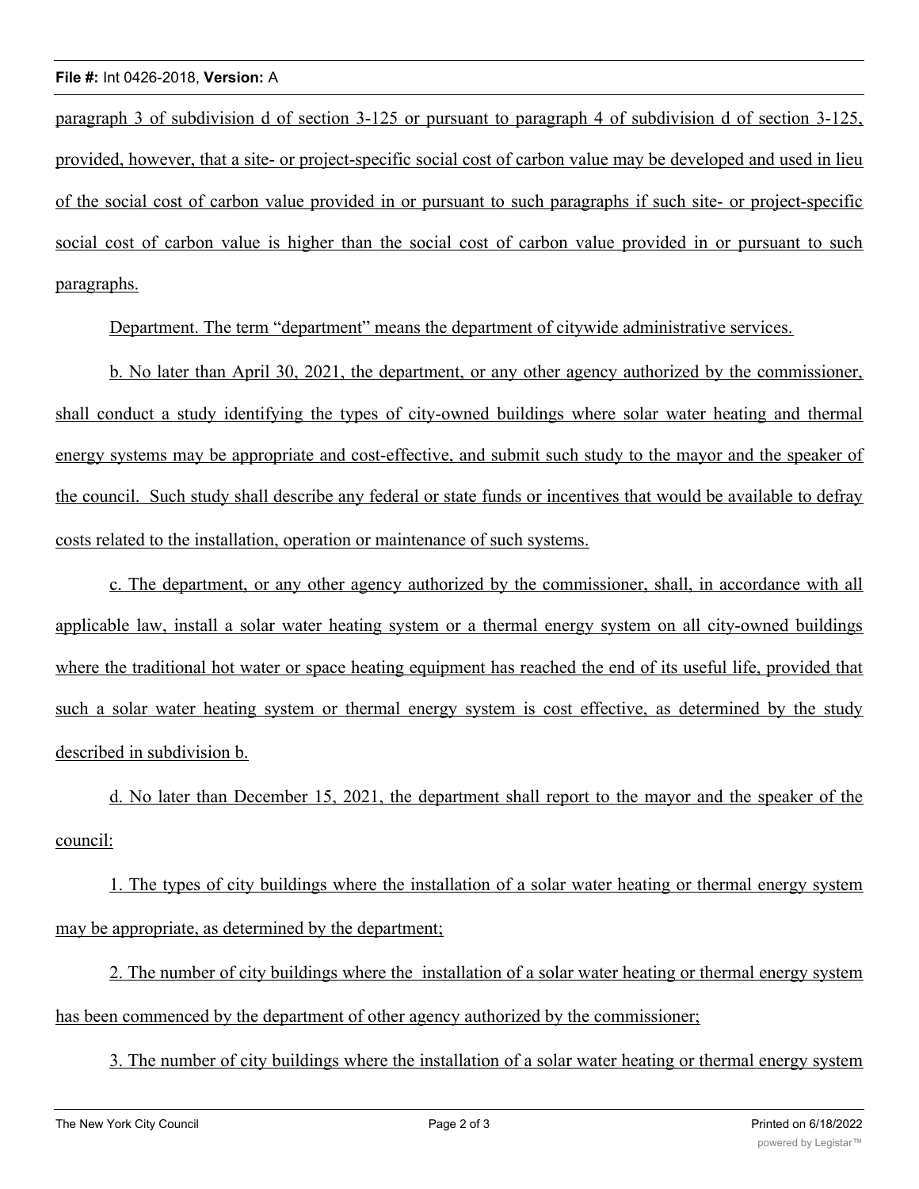paragraph 3 of subdivision d of section 3-125 or pursuant to paragraph 4 of subdivision d of section 3-125, provided, however, that a site- or project-specific social cost of carbon value may be developed and used in lieu of the social cost of carbon value provided in or pursuant to such paragraphs if such site- or project-specific social cost of carbon value is higher than the social cost of carbon value provided in or pursuant to such paragraphs.

Department. The term "department" means the department of citywide administrative services.

b. No later than April 30, 2021, the department, or any other agency authorized by the commissioner, shall conduct a study identifying the types of city-owned buildings where solar water heating and thermal energy systems may be appropriate and cost-effective, and submit such study to the mayor and the speaker of the council. Such study shall describe any federal or state funds or incentives that would be available to defray costs related to the installation, operation or maintenance of such systems.

c. The department, or any other agency authorized by the commissioner, shall, in accordance with all applicable law, install a solar water heating system or a thermal energy system on all city-owned buildings where the traditional hot water or space heating equipment has reached the end of its useful life, provided that such a solar water heating system or thermal energy system is cost effective, as determined by the study described in subdivision b.

d. No later than December 15, 2021, the department shall report to the mayor and the speaker of the council:

1. The types of city buildings where the installation of a solar water heating or thermal energy system may be appropriate, as determined by the department;

2. The number of city buildings where the installation of a solar water heating or thermal energy system has been commenced by the department of other agency authorized by the commissioner;

3. The number of city buildings where the installation of a solar water heating or thermal energy system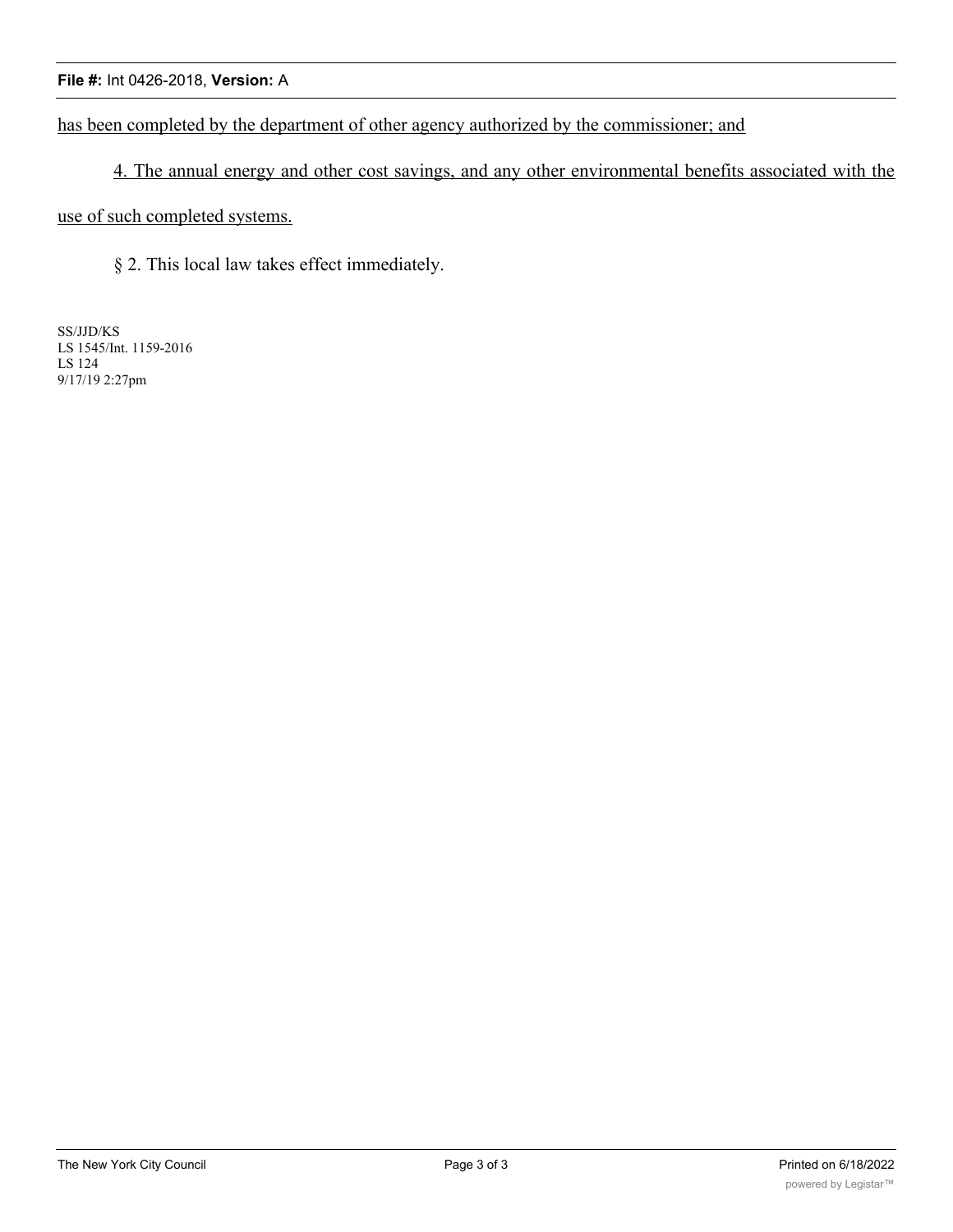has been completed by the department of other agency authorized by the commissioner; and

4. The annual energy and other cost savings, and any other environmental benefits associated with the use of such completed systems.

§ 2. This local law takes effect immediately.

SS/JJD/KS
LS 1545/Int. 1159-2016
LS 124
9/17/19 2:27pm